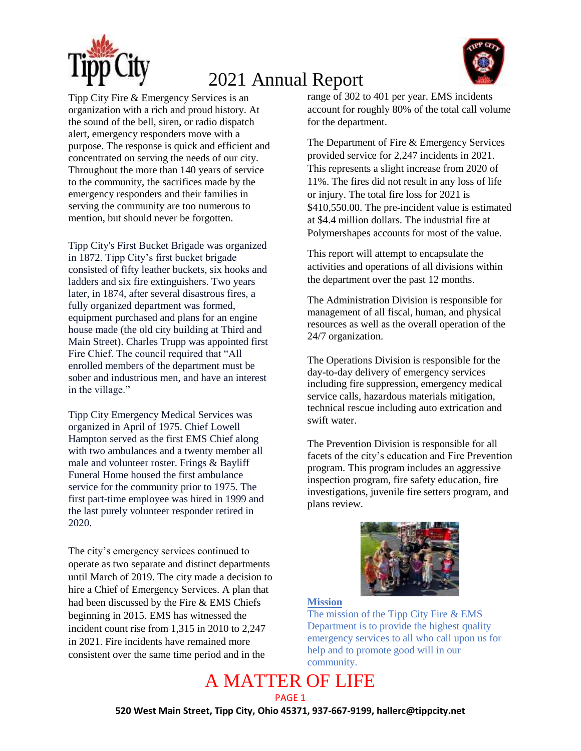# 2021 Annual Report

Tipp City Fire & Emergency Services is an organization with a rich and proud history. At the sound of the bell, siren, or radio dispatch alert, emergency responders move with a purpose. The response is quick and efficient and concentrated on serving the needs of our city. Throughout the more than 140 years of service to the community, the sacrifices made by the emergency responders and their families in serving the community are too numerous to mention, but should never be forgotten.

Tipp City's First Bucket Brigade was organized in 1872. Tipp City's first bucket brigade consisted of fifty leather buckets, six hooks and ladders and six fire extinguishers. Two years later, in 1874, after several disastrous fires, a fully organized department was formed, equipment purchased and plans for an engine house made (the old city building at Third and Main Street). Charles Trupp was appointed first Fire Chief. The council required that "All enrolled members of the department must be sober and industrious men, and have an interest in the village."

Tipp City Emergency Medical Services was organized in April of 1975. Chief Lowell Hampton served as the first EMS Chief along with two ambulances and a twenty member all male and volunteer roster. Frings & Bayliff Funeral Home housed the first ambulance service for the community prior to 1975. The first part-time employee was hired in 1999 and the last purely volunteer responder retired in 2020.

The city's emergency services continued to operate as two separate and distinct departments until March of 2019. The city made a decision to hire a Chief of Emergency Services. A plan that had been discussed by the Fire & EMS Chiefs beginning in 2015. EMS has witnessed the incident count rise from 1,315 in 2010 to 2,247 in 2021. Fire incidents have remained more consistent over the same time period and in the range of 302 to 401 per year. EMS incidents account for roughly 80% of the total call volume for the department.

The Department of Fire & Emergency Services provided service for 2,247 incidents in 2021. This represents a slight increase from 2020 of 11%. The fires did not result in any loss of life or injury. The total fire loss for 2021 is $410,550.00. The pre-incident value is estimated at $4.4 million dollars. The industrial fire at Polymershapes accounts for most of the value.

This report will attempt to encapsulate the activities and operations of all divisions within the department over the past 12 months.

The Administration Division is responsible for management of all fiscal, human, and physical resources as well as the overall operation of the 24/7 organization.

The Operations Division is responsible for the day-to-day delivery of emergency services including fire suppression, emergency medical service calls, hazardous materials mitigation, technical rescue including auto extrication and swift water.

The Prevention Division is responsible for all facets of the city's education and Fire Prevention program. This program includes an aggressive inspection program, fire safety education, fire investigations, juvenile fire setters program, and plans review.

**Mission**

The mission of the Tipp City Fire & EMS Department is to provide the highest quality emergency services to all who call upon us for help and to promote good will in our community.

A MATTER OF LIFE

**520 West Main Street, Tipp City, Ohio 45371, 937-667-9199, hallerc@tippcity.net**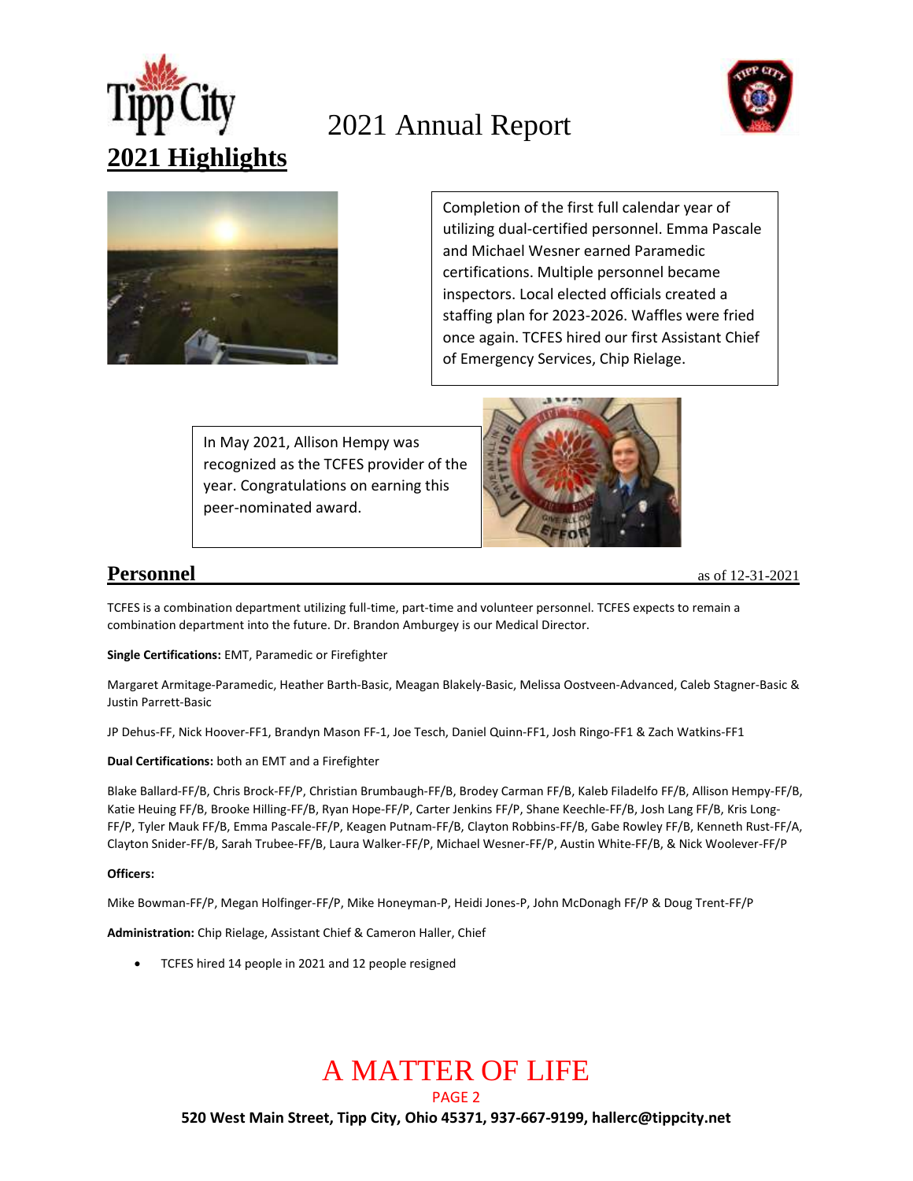# 2021 Annual Report

## 2021 Highlights

Completion of the first full calendar year of utilizing dual-certified personnel. Emma Pascale and Michael Wesner earned Paramedic certifications. Multiple personnel became inspectors. Local elected officials created a staffing plan for 2023-2026. Waffles were fried once again. TCFES hired our first Assistant Chief of Emergency Services, Chip Rielage.

In May 2021, Allison Hempy was recognized as the TCFES provider of the year. Congratulations on earning this peer-nominated award.

## Personnel

as of 12-31-2021

TCFES is a combination department utilizing full-time, part-time and volunteer personnel. TCFES expects to remain a combination department into the future. Dr. Brandon Amburgey is our Medical Director.

**Single Certifications:** EMT, Paramedic or Firefighter

Margaret Armitage-Paramedic, Heather Barth-Basic, Meagan Blakely-Basic, Melissa Oostveen-Advanced, Caleb Stagner-Basic & Justin Parrett-Basic

JP Dehus-FF, Nick Hoover-FF1, Brandyn Mason FF-1, Joe Tesch, Daniel Quinn-FF1, Josh Ringo-FF1 & Zach Watkins-FF1

**Dual Certifications:** both an EMT and a Firefighter

Blake Ballard-FF/B, Chris Brock-FF/P, Christian Brumbaugh-FF/B, Brodey Carman FF/B, Kaleb Filadelfo FF/B, Allison Hempy-FF/B, Katie Heuing FF/B, Brooke Hilling-FF/B, Ryan Hope-FF/P, Carter Jenkins FF/P, Shane Keechle-FF/B, Josh Lang FF/B, Kris Long-FF/P, Tyler Mauk FF/B, Emma Pascale-FF/P, Keagen Putnam-FF/B, Clayton Robbins-FF/B, Gabe Rowley FF/B, Kenneth Rust-FF/A, Clayton Snider-FF/B, Sarah Trubee-FF/B, Laura Walker-FF/P, Michael Wesner-FF/P, Austin White-FF/B, & Nick Woolever-FF/P

**Officers:**

Mike Bowman-FF/P, Megan Holfinger-FF/P, Mike Honeyman-P, Heidi Jones-P, John McDonagh FF/P & Doug Trent-FF/P

**Administration:** Chip Rielage, Assistant Chief & Cameron Haller, Chief

- TCFES hired 14 people in 2021 and 12 people resigned

A MATTER OF LIFE

520 West Main Street, Tipp City, Ohio 45371, 937-667-9199, hallerc@tippcity.net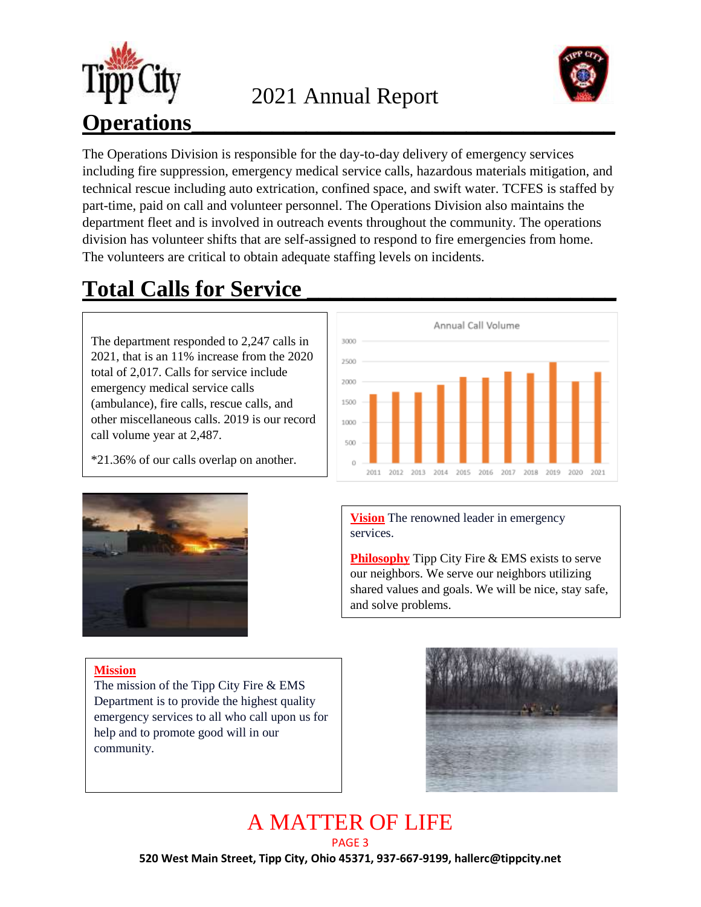# 2021 Annual Report

## Operations

The Operations Division is responsible for the day-to-day delivery of emergency services including fire suppression, emergency medical service calls, hazardous materials mitigation, and technical rescue including auto extrication, confined space, and swift water. TCFES is staffed by part-time, paid on call and volunteer personnel. The Operations Division also maintains the department fleet and is involved in outreach events throughout the community. The operations division has volunteer shifts that are self-assigned to respond to fire emergencies from home. The volunteers are critical to obtain adequate staffing levels on incidents.

## Total Calls for Service

The department responded to 2,247 calls in 2021, that is an 11% increase from the 2020 total of 2,017. Calls for service include emergency medical service calls (ambulance), fire calls, rescue calls, and other miscellaneous calls. 2019 is our record call volume year at 2,487.

*21.36% of our calls overlap on another.

**Vision** The renowned leader in emergency services.

**Philosophy** Tipp City Fire & EMS exists to serve our neighbors. We serve our neighbors utilizing shared values and goals. We will be nice, stay safe, and solve problems.

**Mission**
The mission of the Tipp City Fire & EMS Department is to provide the highest quality emergency services to all who call upon us for help and to promote good will in our community.

A MATTER OF LIFE

520 West Main Street, Tipp City, Ohio 45371, 937-667-9199, hallerc@tippcity.net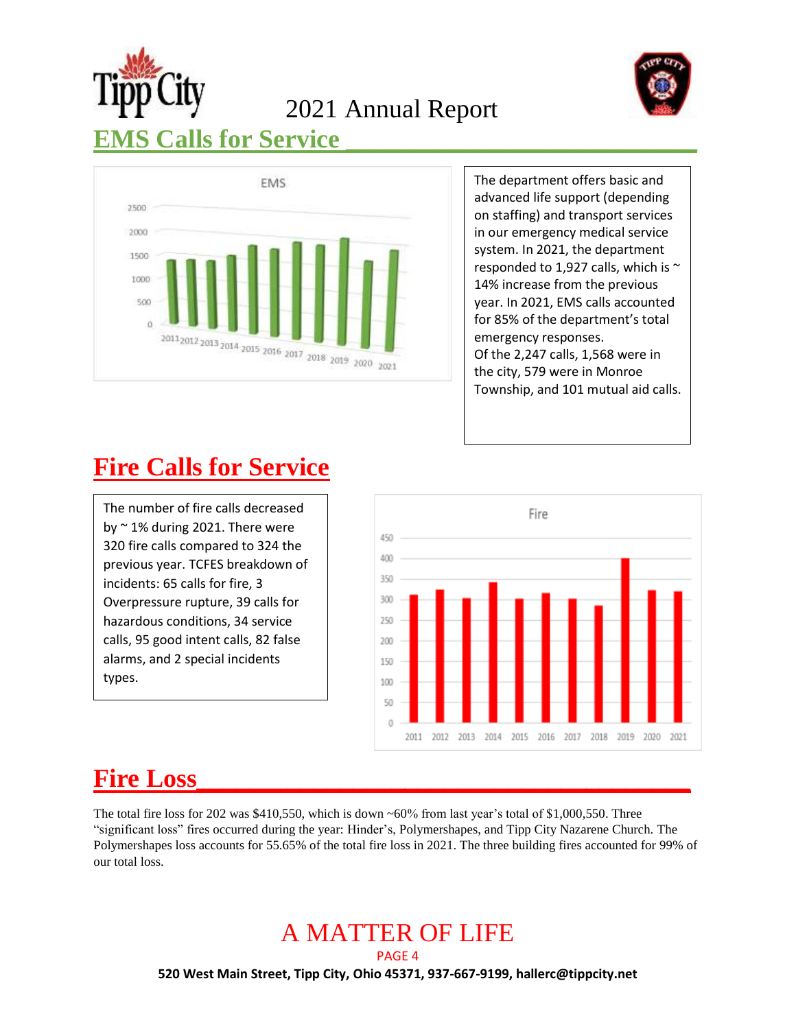# Tipp City 2021 Annual Report

## EMS Calls for Service

The department offers basic and advanced life support (depending on staffing) and transport services in our emergency medical service system. In 2021, the department responded to 1,927 calls, which is ~ 14% increase from the previous year. In 2021, EMS calls accounted for 85% of the department's total emergency responses.
Of the 2,247 calls, 1,568 were in the city, 579 were in Monroe Township, and 101 mutual aid calls.

## Fire Calls for Service

The number of fire calls decreased by ~ 1% during 2021. There were 320 fire calls compared to 324 the previous year. TCFES breakdown of incidents: 65 calls for fire, 3 Overpressure rupture, 39 calls for hazardous conditions, 34 service calls, 95 good intent calls, 82 false alarms, and 2 special incidents types.

## Fire Loss

The total fire loss for 202 was $410,550, which is down ~60% from last year's total of $1,000,550. Three "significant loss" fires occurred during the year: Hinder's, Polymershapes, and Tipp City Nazarene Church. The Polymershapes loss accounts for 55.65% of the total fire loss in 2021. The three building fires accounted for 99% of our total loss.

A MATTER OF LIFE

520 West Main Street, Tipp City, Ohio 45371, 937-667-9199, hallerc@tippcity.net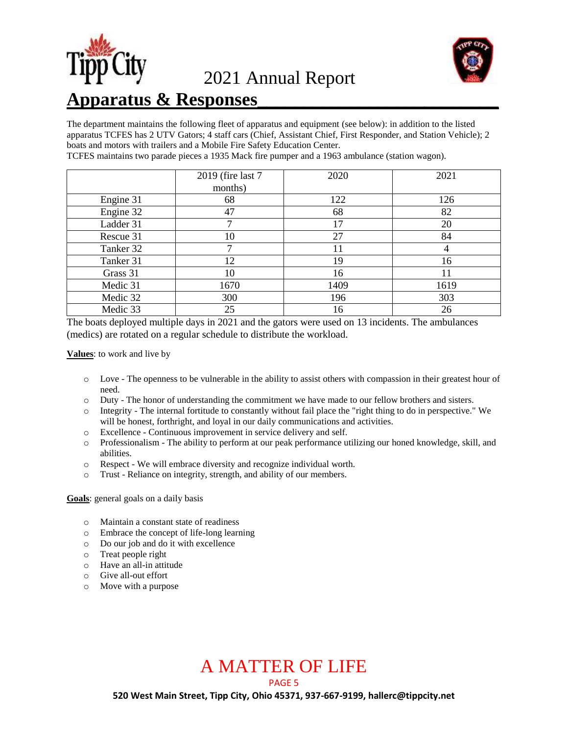## Apparatus & Responses

The department maintains the following fleet of apparatus and equipment (see below): in addition to the listed apparatus TCFES has 2 UTV Gators; 4 staff cars (Chief, Assistant Chief, First Responder, and Station Vehicle); 2 boats and motors with trailers and a Mobile Fire Safety Education Center.
TCFES maintains two parade pieces a 1935 Mack fire pumper and a 1963 ambulance (station wagon).

| | 2019 (fire last 7 months) | 2020 | 2021 |
|---|---|---|---|
| Engine 31 | 68 | 122 | 126 |
| Engine 32 | 47 | 68 | 82 |
| Ladder 31 | 7 | 17 | 20 |
| Rescue 31 | 10 | 27 | 84 |
| Tanker 32 | 7 | 11 | 4 |
| Tanker 31 | 12 | 19 | 16 |
| Grass 31 | 10 | 16 | 11 |
| Medic 31 | 1670 | 1409 | 1619 |
| Medic 32 | 300 | 196 | 303 |
| Medic 33 | 25 | 16 | 26 |

The boats deployed multiple days in 2021 and the gators were used on 13 incidents. The ambulances (medics) are rotated on a regular schedule to distribute the workload.

**Values**: to work and live by

- Love - The openness to be vulnerable in the ability to assist others with compassion in their greatest hour of need.
- Duty - The honor of understanding the commitment we have made to our fellow brothers and sisters.
- Integrity - The internal fortitude to constantly without fail place the "right thing to do in perspective." We will be honest, forthright, and loyal in our daily communications and activities.
- Excellence - Continuous improvement in service delivery and self.
- Professionalism - The ability to perform at our peak performance utilizing our honed knowledge, skill, and abilities.
- Respect - We will embrace diversity and recognize individual worth.
- Trust - Reliance on integrity, strength, and ability of our members.

**Goals**: general goals on a daily basis

- Maintain a constant state of readiness
- Embrace the concept of life-long learning
- Do our job and do it with excellence
- Treat people right
- Have an all-in attitude
- Give all-out effort
- Move with a purpose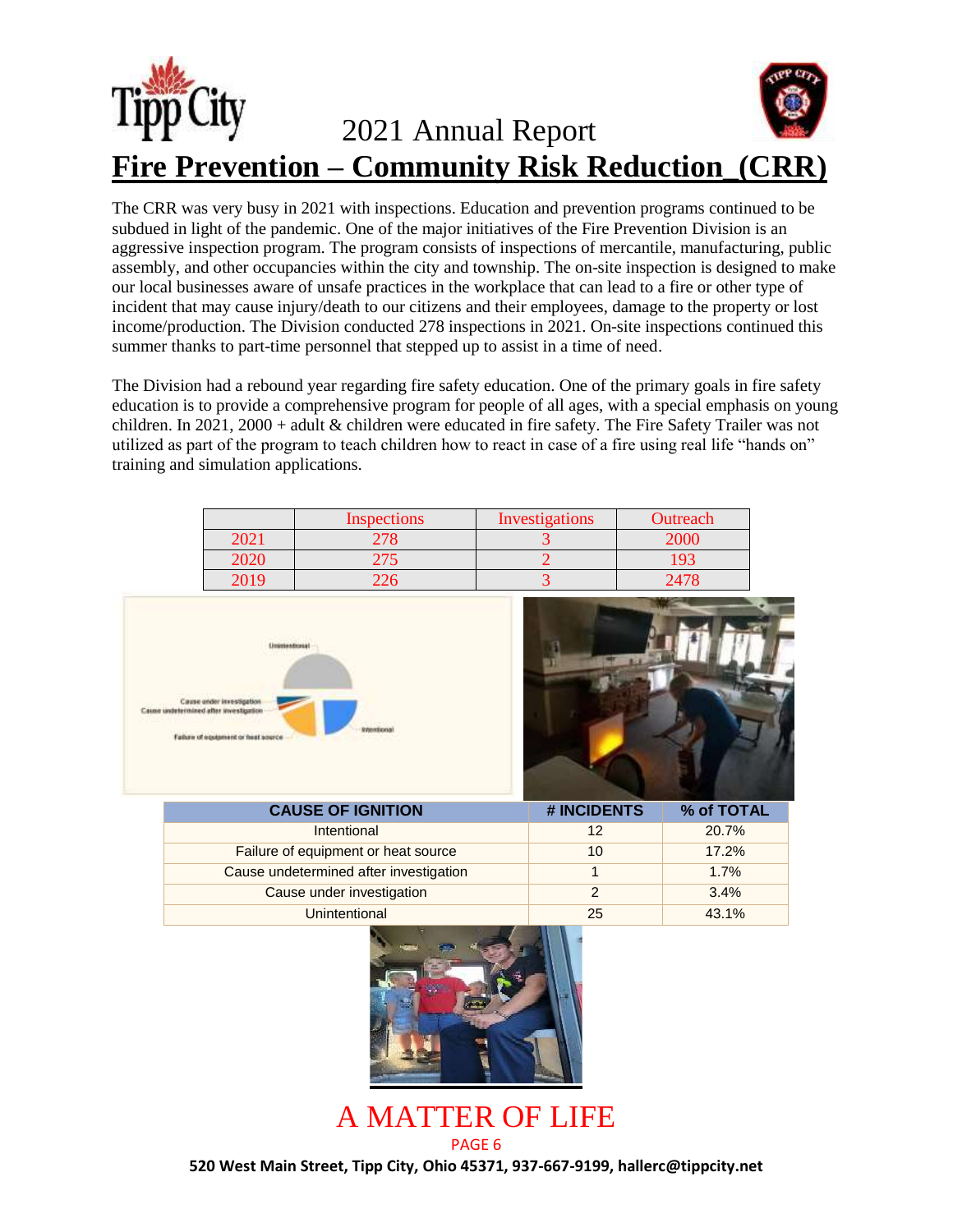# 2021 Annual Report

## Fire Prevention – Community Risk Reduction_(CRR)

The CRR was very busy in 2021 with inspections. Education and prevention programs continued to be subdued in light of the pandemic. One of the major initiatives of the Fire Prevention Division is an aggressive inspection program. The program consists of inspections of mercantile, manufacturing, public assembly, and other occupancies within the city and township. The on-site inspection is designed to make our local businesses aware of unsafe practices in the workplace that can lead to a fire or other type of incident that may cause injury/death to our citizens and their employees, damage to the property or lost income/production. The Division conducted 278 inspections in 2021. On-site inspections continued this summer thanks to part-time personnel that stepped up to assist in a time of need.

The Division had a rebound year regarding fire safety education. One of the primary goals in fire safety education is to provide a comprehensive program for people of all ages, with a special emphasis on young children. In 2021, 2000 + adult & children were educated in fire safety. The Fire Safety Trailer was not utilized as part of the program to teach children how to react in case of a fire using real life "hands on" training and simulation applications.

| | Inspections | Investigations | Outreach |
|---|---|---|---|
| 2021 | 278 | 3 | 2000 |
| 2020 | 275 | 2 | 193 |
| 2019 | 226 | 3 | 2478 |

| CAUSE OF IGNITION | # INCIDENTS | % of TOTAL |
|---|---|---|
| Intentional | 12 | 20.7% |
| Failure of equipment or heat source | 10 | 17.2% |
| Cause undetermined after investigation | 1 | 1.7% |
| Cause under investigation | 2 | 3.4% |
| Unintentional | 25 | 43.1% |

A MATTER OF LIFE

520 West Main Street, Tipp City, Ohio 45371, 937-667-9199, hallerc@tippcity.net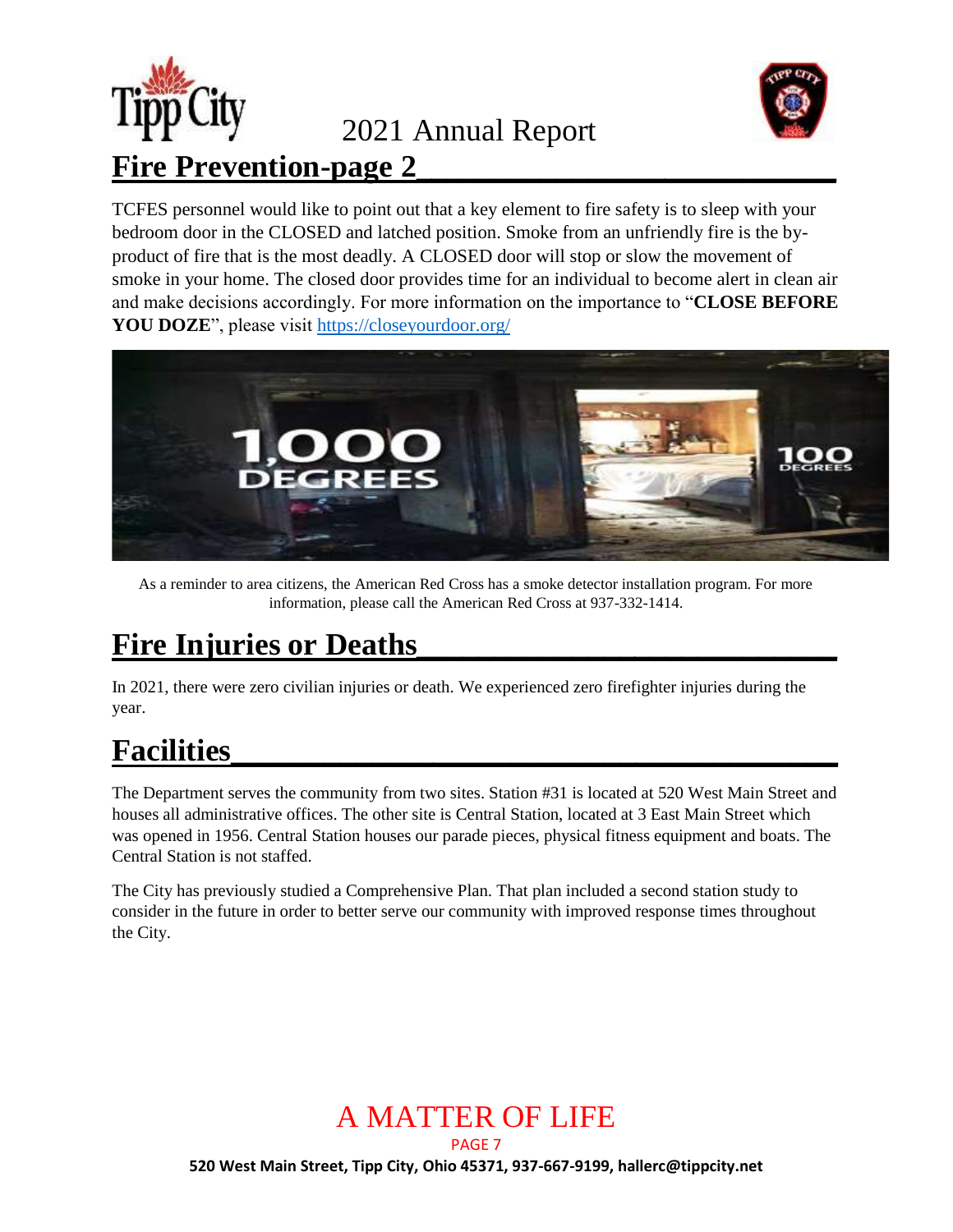## Fire Prevention-page 2

TCFES personnel would like to point out that a key element to fire safety is to sleep with your bedroom door in the CLOSED and latched position. Smoke from an unfriendly fire is the by-product of fire that is the most deadly. A CLOSED door will stop or slow the movement of smoke in your home. The closed door provides time for an individual to become alert in clean air and make decisions accordingly. For more information on the importance to "**CLOSE BEFORE YOU DOZE**", please visit https://closeyourdoor.org/

As a reminder to area citizens, the American Red Cross has a smoke detector installation program. For more information, please call the American Red Cross at 937-332-1414.

## Fire Injuries or Deaths

In 2021, there were zero civilian injuries or death. We experienced zero firefighter injuries during the year.

## Facilities

The Department serves the community from two sites. Station #31 is located at 520 West Main Street and houses all administrative offices. The other site is Central Station, located at 3 East Main Street which was opened in 1956. Central Station houses our parade pieces, physical fitness equipment and boats. The Central Station is not staffed.

The City has previously studied a Comprehensive Plan. That plan included a second station study to consider in the future in order to better serve our community with improved response times throughout the City.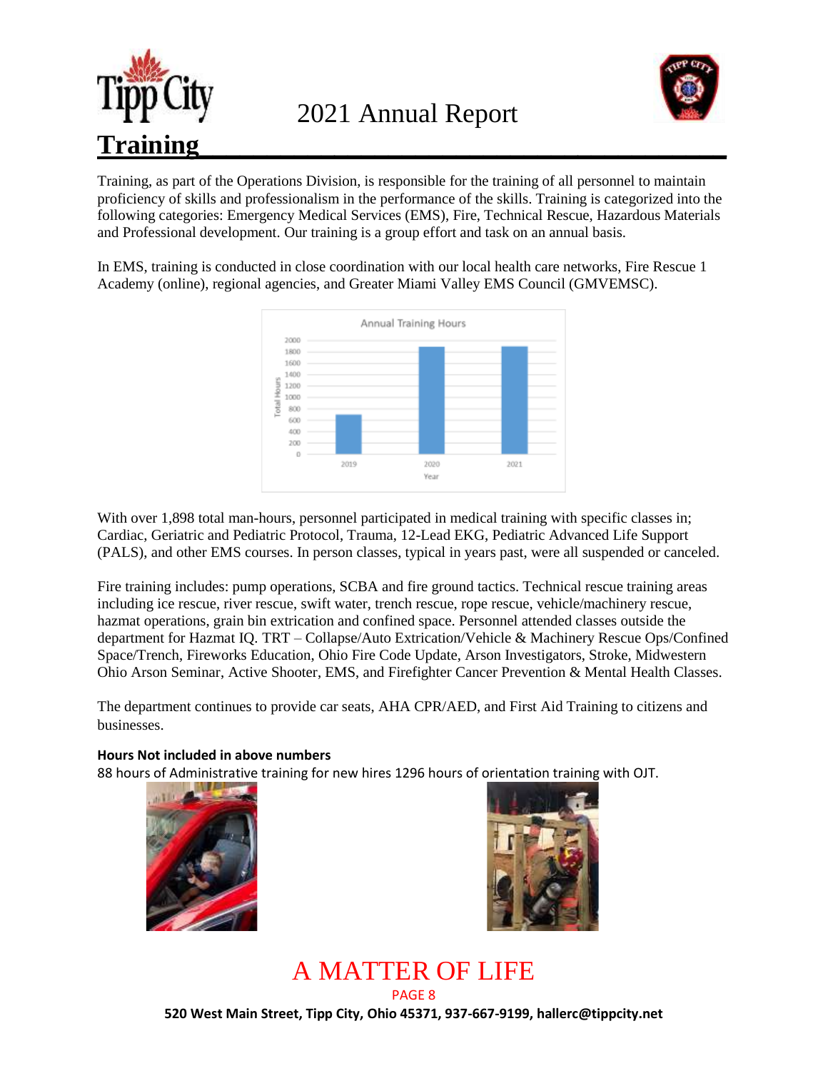## Training

Training, as part of the Operations Division, is responsible for the training of all personnel to maintain proficiency of skills and professionalism in the performance of the skills. Training is categorized into the following categories: Emergency Medical Services (EMS), Fire, Technical Rescue, Hazardous Materials and Professional development. Our training is a group effort and task on an annual basis.

In EMS, training is conducted in close coordination with our local health care networks, Fire Rescue 1 Academy (online), regional agencies, and Greater Miami Valley EMS Council (GMVEMSC).

With over 1,898 total man-hours, personnel participated in medical training with specific classes in; Cardiac, Geriatric and Pediatric Protocol, Trauma, 12-Lead EKG, Pediatric Advanced Life Support (PALS), and other EMS courses. In person classes, typical in years past, were all suspended or canceled.

Fire training includes: pump operations, SCBA and fire ground tactics. Technical rescue training areas including ice rescue, river rescue, swift water, trench rescue, rope rescue, vehicle/machinery rescue, hazmat operations, grain bin extrication and confined space. Personnel attended classes outside the department for Hazmat IQ. TRT – Collapse/Auto Extrication/Vehicle & Machinery Rescue Ops/Confined Space/Trench, Fireworks Education, Ohio Fire Code Update, Arson Investigators, Stroke, Midwestern Ohio Arson Seminar, Active Shooter, EMS, and Firefighter Cancer Prevention & Mental Health Classes.

The department continues to provide car seats, AHA CPR/AED, and First Aid Training to citizens and businesses.

**Hours Not included in above numbers**

88 hours of Administrative training for new hires 1296 hours of orientation training with OJT.

**A MATTER OF LIFE**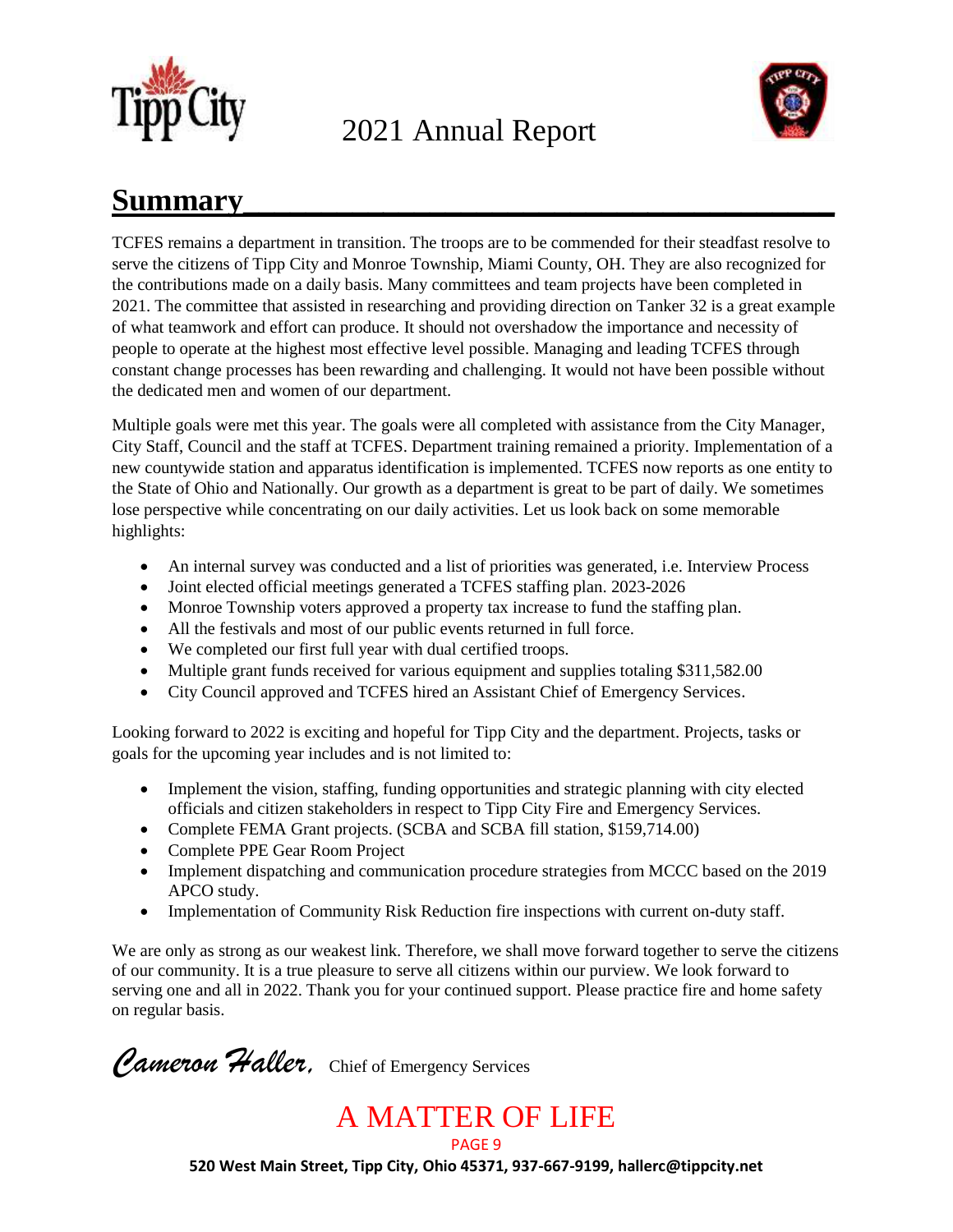# 2021 Annual Report

## Summary

TCFES remains a department in transition. The troops are to be commended for their steadfast resolve to serve the citizens of Tipp City and Monroe Township, Miami County, OH. They are also recognized for the contributions made on a daily basis. Many committees and team projects have been completed in 2021. The committee that assisted in researching and providing direction on Tanker 32 is a great example of what teamwork and effort can produce. It should not overshadow the importance and necessity of people to operate at the highest most effective level possible. Managing and leading TCFES through constant change processes has been rewarding and challenging. It would not have been possible without the dedicated men and women of our department.

Multiple goals were met this year. The goals were all completed with assistance from the City Manager, City Staff, Council and the staff at TCFES. Department training remained a priority. Implementation of a new countywide station and apparatus identification is implemented. TCFES now reports as one entity to the State of Ohio and Nationally. Our growth as a department is great to be part of daily. We sometimes lose perspective while concentrating on our daily activities. Let us look back on some memorable highlights:

- An internal survey was conducted and a list of priorities was generated, i.e. Interview Process
- Joint elected official meetings generated a TCFES staffing plan. 2023-2026
- Monroe Township voters approved a property tax increase to fund the staffing plan.
- All the festivals and most of our public events returned in full force.
- We completed our first full year with dual certified troops.
- Multiple grant funds received for various equipment and supplies totaling $311,582.00
- City Council approved and TCFES hired an Assistant Chief of Emergency Services.

Looking forward to 2022 is exciting and hopeful for Tipp City and the department. Projects, tasks or goals for the upcoming year includes and is not limited to:

- Implement the vision, staffing, funding opportunities and strategic planning with city elected officials and citizen stakeholders in respect to Tipp City Fire and Emergency Services.
- Complete FEMA Grant projects. (SCBA and SCBA fill station, $159,714.00)
- Complete PPE Gear Room Project
- Implement dispatching and communication procedure strategies from MCCC based on the 2019 APCO study.
- Implementation of Community Risk Reduction fire inspections with current on-duty staff.

We are only as strong as our weakest link. Therefore, we shall move forward together to serve the citizens of our community. It is a true pleasure to serve all citizens within our purview. We look forward to serving one and all in 2022. Thank you for your continued support. Please practice fire and home safety on regular basis.

*Cameron Haller,* Chief of Emergency Services

A MATTER OF LIFE

**520 West Main Street, Tipp City, Ohio 45371, 937-667-9199, hallerc@tippcity.net**